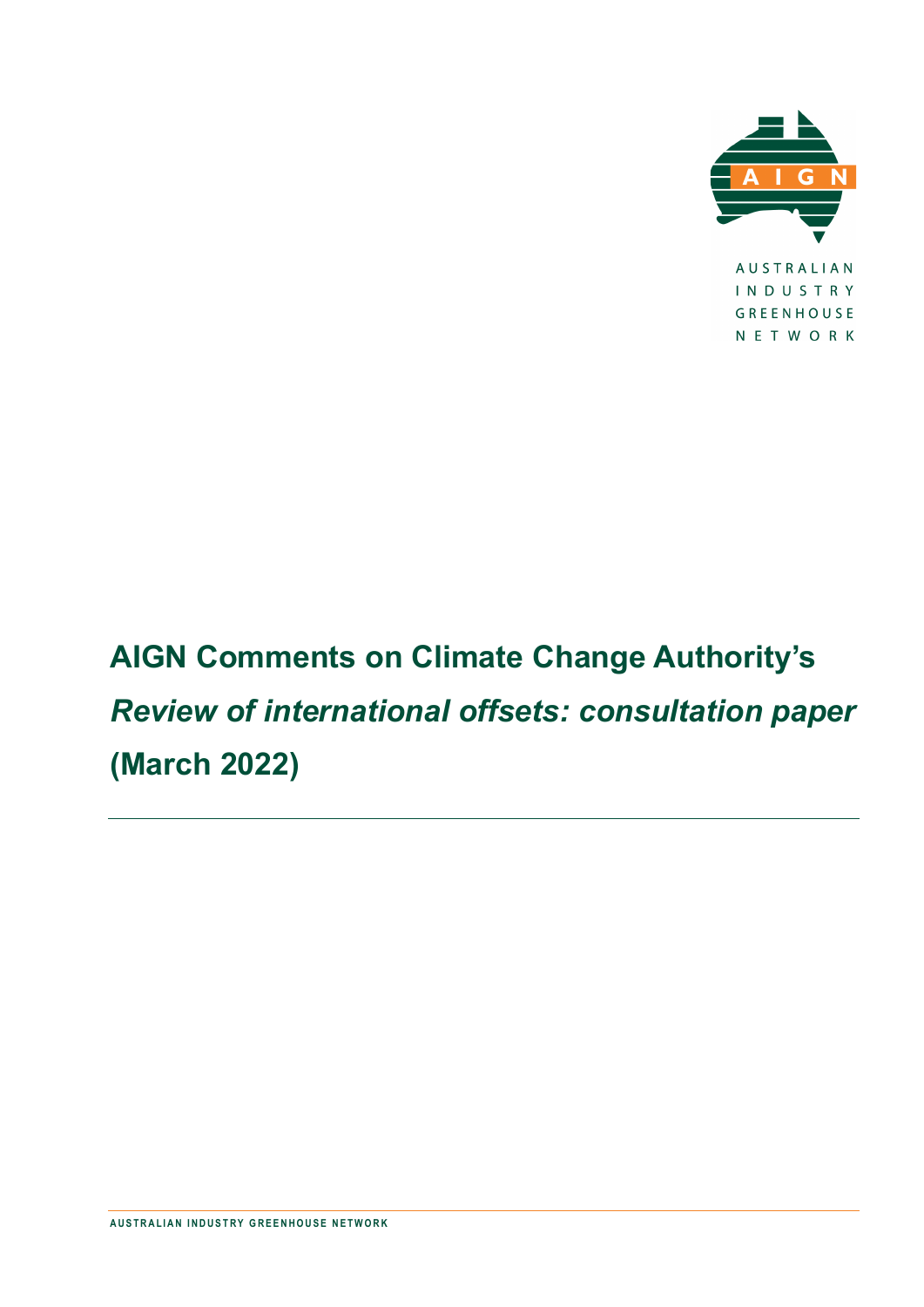AUSTRALIAN INDUSTRY GREENHOUSE NETWORK

# AIGN Comments on Climate Change Authority's *Review of international offsets: consultation paper* (March 2022)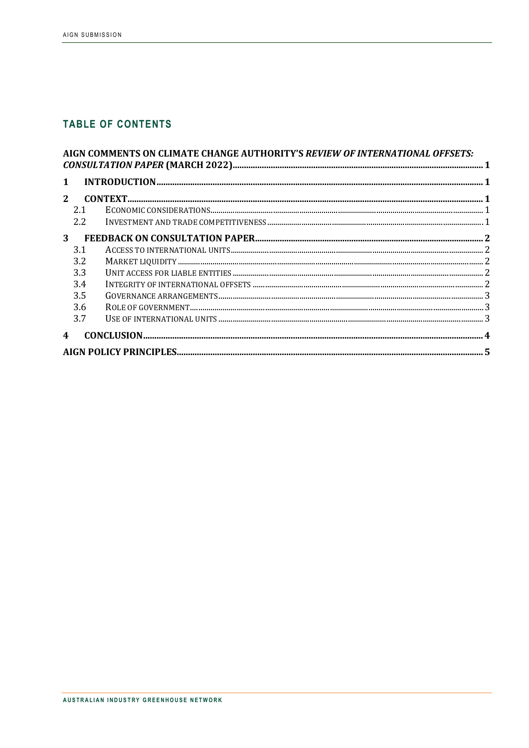## TABLE OF CONTENTS

**AIGN COMMENTS ON CLIMATE CHANGE AUTHORITY'S *REVIEW OF INTERNATIONAL OFFSETS: CONSULTATION PAPER* (MARCH 2022)** ........ 1

**1 INTRODUCTION** ........ 1

**2 CONTEXT** ........ 1

- 2.1 ECONOMIC CONSIDERATIONS ........ 1
- 2.2 INVESTMENT AND TRADE COMPETITIVENESS ........ 1

**3 FEEDBACK ON CONSULTATION PAPER** ........ 2

- 3.1 ACCESS TO INTERNATIONAL UNITS ........ 2
- 3.2 MARKET LIQUIDITY ........ 2
- 3.3 UNIT ACCESS FOR LIABLE ENTITIES ........ 2
- 3.4 INTEGRITY OF INTERNATIONAL OFFSETS ........ 2
- 3.5 GOVERNANCE ARRANGEMENTS ........ 3
- 3.6 ROLE OF GOVERNMENT ........ 3
- 3.7 USE OF INTERNATIONAL UNITS ........ 3

**4 CONCLUSION** ........ 4

**AIGN POLICY PRINCIPLES** ........ 5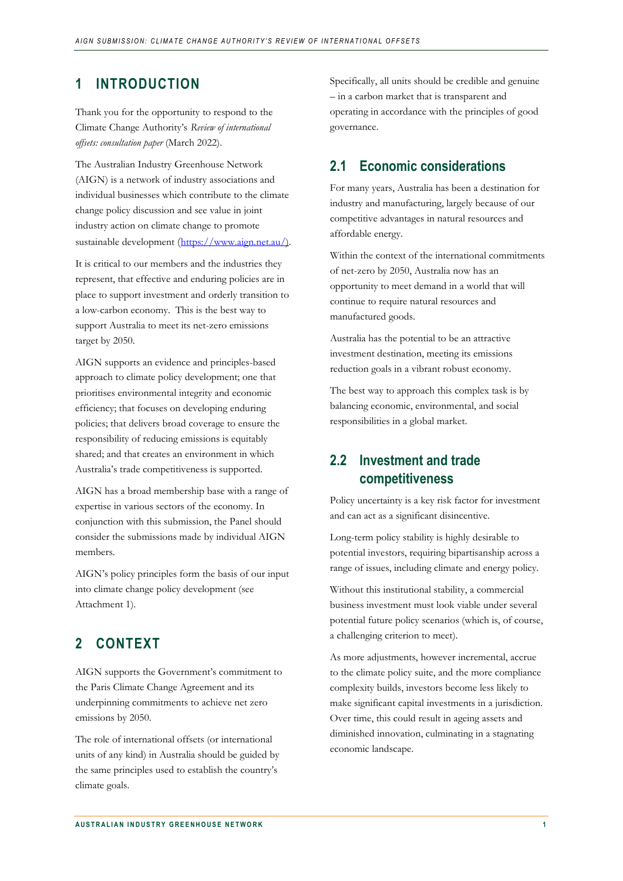## 1 INTRODUCTION

Thank you for the opportunity to respond to the Climate Change Authority's *Review of international offsets: consultation paper* (March 2022).

The Australian Industry Greenhouse Network (AIGN) is a network of industry associations and individual businesses which contribute to the climate change policy discussion and see value in joint industry action on climate change to promote sustainable development (https://www.aign.net.au/).

It is critical to our members and the industries they represent, that effective and enduring policies are in place to support investment and orderly transition to a low-carbon economy. This is the best way to support Australia to meet its net-zero emissions target by 2050.

AIGN supports an evidence and principles-based approach to climate policy development; one that prioritises environmental integrity and economic efficiency; that focuses on developing enduring policies; that delivers broad coverage to ensure the responsibility of reducing emissions is equitably shared; and that creates an environment in which Australia's trade competitiveness is supported.

AIGN has a broad membership base with a range of expertise in various sectors of the economy. In conjunction with this submission, the Panel should consider the submissions made by individual AIGN members.

AIGN's policy principles form the basis of our input into climate change policy development (see Attachment 1).

## 2 CONTEXT

AIGN supports the Government's commitment to the Paris Climate Change Agreement and its underpinning commitments to achieve net zero emissions by 2050.

The role of international offsets (or international units of any kind) in Australia should be guided by the same principles used to establish the country's climate goals.

Specifically, all units should be credible and genuine – in a carbon market that is transparent and operating in accordance with the principles of good governance.

### 2.1 Economic considerations

For many years, Australia has been a destination for industry and manufacturing, largely because of our competitive advantages in natural resources and affordable energy.

Within the context of the international commitments of net-zero by 2050, Australia now has an opportunity to meet demand in a world that will continue to require natural resources and manufactured goods.

Australia has the potential to be an attractive investment destination, meeting its emissions reduction goals in a vibrant robust economy.

The best way to approach this complex task is by balancing economic, environmental, and social responsibilities in a global market.

### 2.2 Investment and trade competitiveness

Policy uncertainty is a key risk factor for investment and can act as a significant disincentive.

Long-term policy stability is highly desirable to potential investors, requiring bipartisanship across a range of issues, including climate and energy policy.

Without this institutional stability, a commercial business investment must look viable under several potential future policy scenarios (which is, of course, a challenging criterion to meet).

As more adjustments, however incremental, accrue to the climate policy suite, and the more compliance complexity builds, investors become less likely to make significant capital investments in a jurisdiction. Over time, this could result in ageing assets and diminished innovation, culminating in a stagnating economic landscape.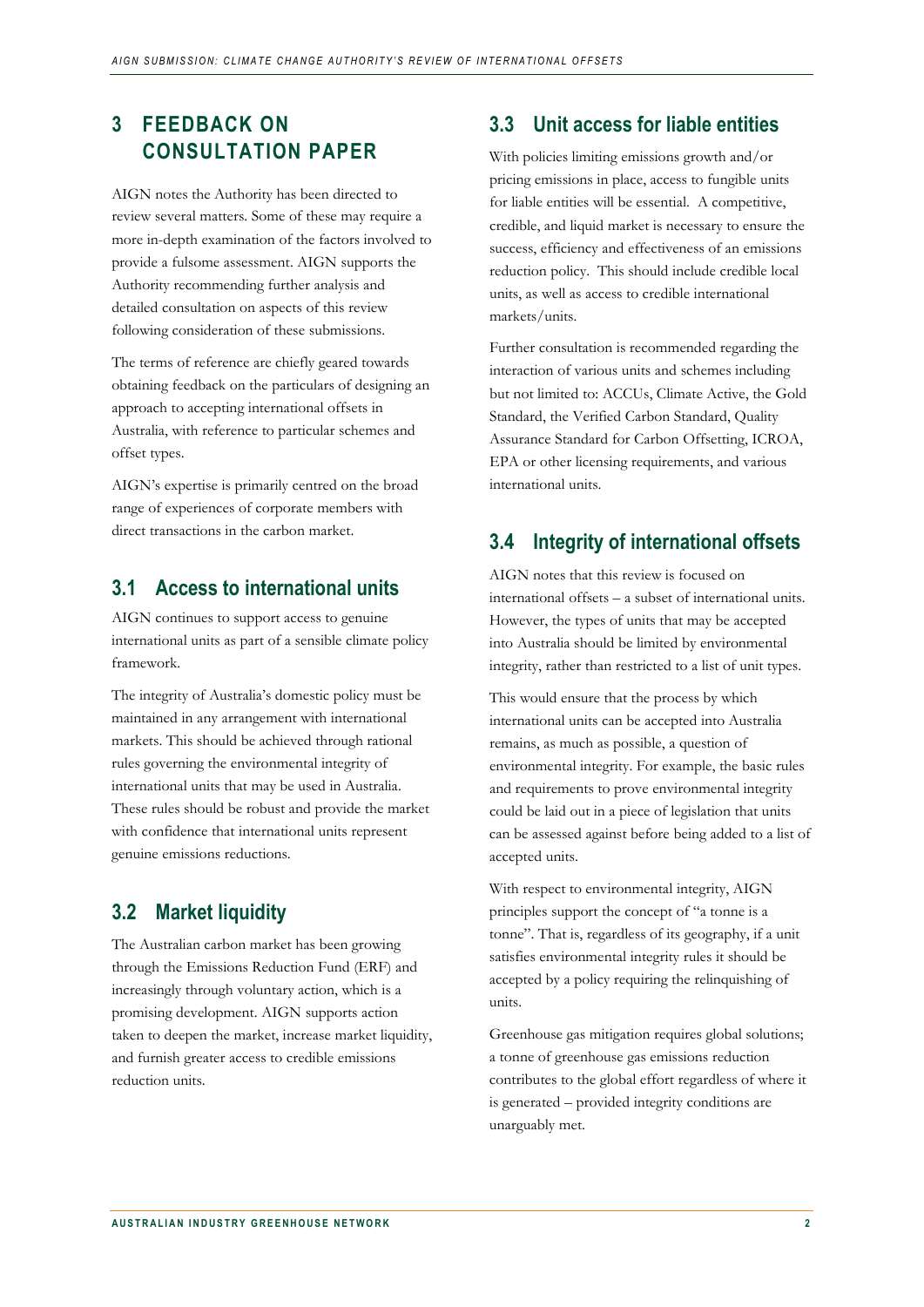# 3 FEEDBACK ON CONSULTATION PAPER

AIGN notes the Authority has been directed to review several matters. Some of these may require a more in-depth examination of the factors involved to provide a fulsome assessment. AIGN supports the Authority recommending further analysis and detailed consultation on aspects of this review following consideration of these submissions.

The terms of reference are chiefly geared towards obtaining feedback on the particulars of designing an approach to accepting international offsets in Australia, with reference to particular schemes and offset types.

AIGN's expertise is primarily centred on the broad range of experiences of corporate members with direct transactions in the carbon market.

## 3.1 Access to international units

AIGN continues to support access to genuine international units as part of a sensible climate policy framework.

The integrity of Australia's domestic policy must be maintained in any arrangement with international markets. This should be achieved through rational rules governing the environmental integrity of international units that may be used in Australia. These rules should be robust and provide the market with confidence that international units represent genuine emissions reductions.

## 3.2 Market liquidity

The Australian carbon market has been growing through the Emissions Reduction Fund (ERF) and increasingly through voluntary action, which is a promising development. AIGN supports action taken to deepen the market, increase market liquidity, and furnish greater access to credible emissions reduction units.

## 3.3 Unit access for liable entities

With policies limiting emissions growth and/or pricing emissions in place, access to fungible units for liable entities will be essential. A competitive, credible, and liquid market is necessary to ensure the success, efficiency and effectiveness of an emissions reduction policy. This should include credible local units, as well as access to credible international markets/units.

Further consultation is recommended regarding the interaction of various units and schemes including but not limited to: ACCUs, Climate Active, the Gold Standard, the Verified Carbon Standard, Quality Assurance Standard for Carbon Offsetting, ICROA, EPA or other licensing requirements, and various international units.

## 3.4 Integrity of international offsets

AIGN notes that this review is focused on international offsets – a subset of international units. However, the types of units that may be accepted into Australia should be limited by environmental integrity, rather than restricted to a list of unit types.

This would ensure that the process by which international units can be accepted into Australia remains, as much as possible, a question of environmental integrity. For example, the basic rules and requirements to prove environmental integrity could be laid out in a piece of legislation that units can be assessed against before being added to a list of accepted units.

With respect to environmental integrity, AIGN principles support the concept of "a tonne is a tonne". That is, regardless of its geography, if a unit satisfies environmental integrity rules it should be accepted by a policy requiring the relinquishing of units.

Greenhouse gas mitigation requires global solutions; a tonne of greenhouse gas emissions reduction contributes to the global effort regardless of where it is generated – provided integrity conditions are unarguably met.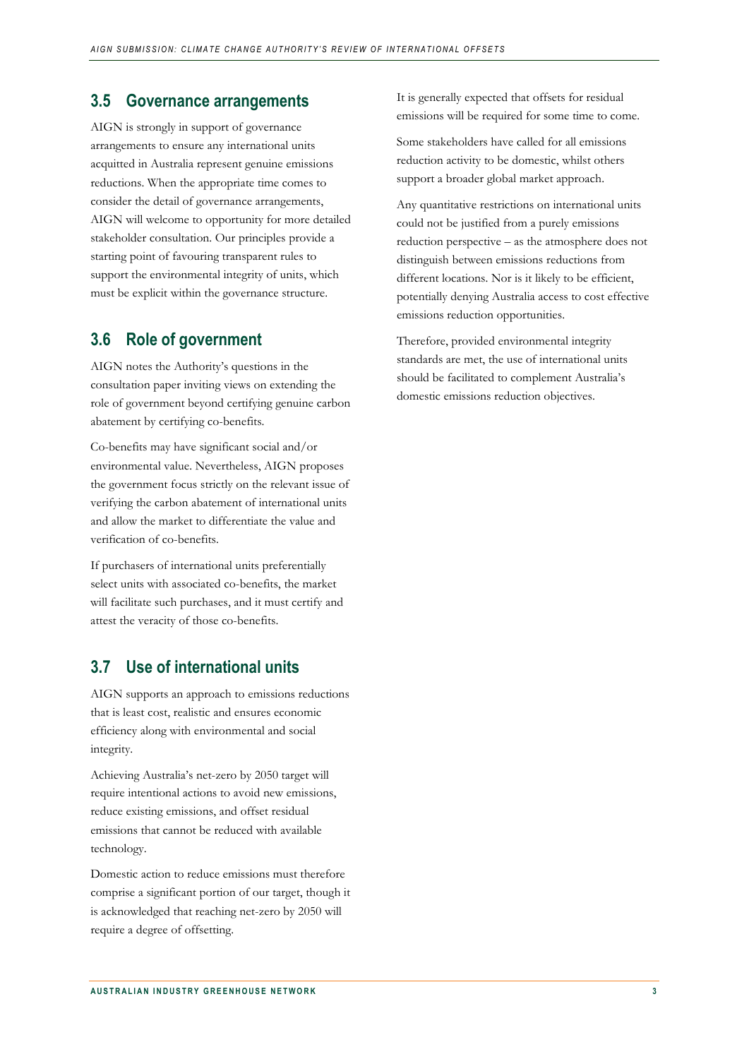## 3.5 Governance arrangements

AIGN is strongly in support of governance arrangements to ensure any international units acquitted in Australia represent genuine emissions reductions. When the appropriate time comes to consider the detail of governance arrangements, AIGN will welcome to opportunity for more detailed stakeholder consultation. Our principles provide a starting point of favouring transparent rules to support the environmental integrity of units, which must be explicit within the governance structure.

## 3.6 Role of government

AIGN notes the Authority's questions in the consultation paper inviting views on extending the role of government beyond certifying genuine carbon abatement by certifying co-benefits.

Co-benefits may have significant social and/or environmental value. Nevertheless, AIGN proposes the government focus strictly on the relevant issue of verifying the carbon abatement of international units and allow the market to differentiate the value and verification of co-benefits.

If purchasers of international units preferentially select units with associated co-benefits, the market will facilitate such purchases, and it must certify and attest the veracity of those co-benefits.

## 3.7 Use of international units

AIGN supports an approach to emissions reductions that is least cost, realistic and ensures economic efficiency along with environmental and social integrity.

Achieving Australia's net-zero by 2050 target will require intentional actions to avoid new emissions, reduce existing emissions, and offset residual emissions that cannot be reduced with available technology.

Domestic action to reduce emissions must therefore comprise a significant portion of our target, though it is acknowledged that reaching net-zero by 2050 will require a degree of offsetting.

It is generally expected that offsets for residual emissions will be required for some time to come.

Some stakeholders have called for all emissions reduction activity to be domestic, whilst others support a broader global market approach.

Any quantitative restrictions on international units could not be justified from a purely emissions reduction perspective – as the atmosphere does not distinguish between emissions reductions from different locations. Nor is it likely to be efficient, potentially denying Australia access to cost effective emissions reduction opportunities.

Therefore, provided environmental integrity standards are met, the use of international units should be facilitated to complement Australia's domestic emissions reduction objectives.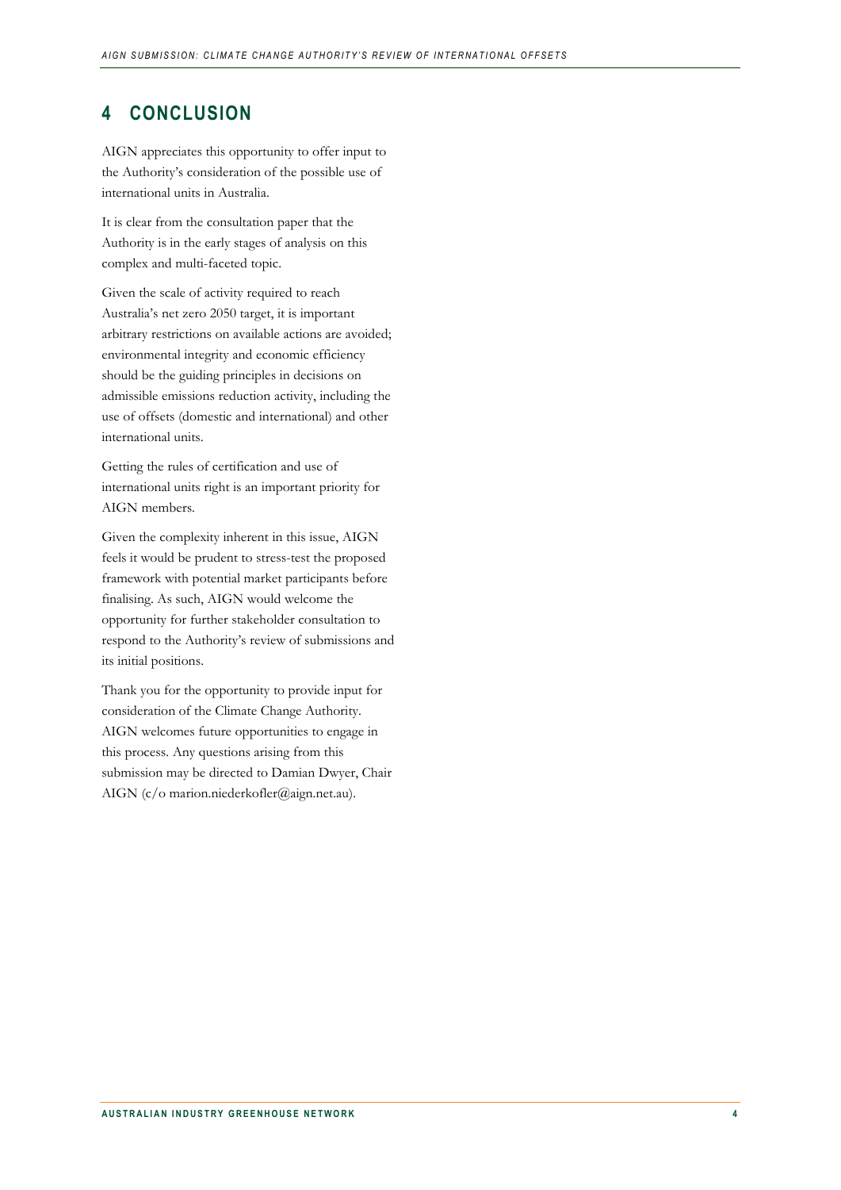## 4 CONCLUSION

AIGN appreciates this opportunity to offer input to the Authority's consideration of the possible use of international units in Australia.

It is clear from the consultation paper that the Authority is in the early stages of analysis on this complex and multi-faceted topic.

Given the scale of activity required to reach Australia's net zero 2050 target, it is important arbitrary restrictions on available actions are avoided; environmental integrity and economic efficiency should be the guiding principles in decisions on admissible emissions reduction activity, including the use of offsets (domestic and international) and other international units.

Getting the rules of certification and use of international units right is an important priority for AIGN members.

Given the complexity inherent in this issue, AIGN feels it would be prudent to stress-test the proposed framework with potential market participants before finalising. As such, AIGN would welcome the opportunity for further stakeholder consultation to respond to the Authority's review of submissions and its initial positions.

Thank you for the opportunity to provide input for consideration of the Climate Change Authority. AIGN welcomes future opportunities to engage in this process. Any questions arising from this submission may be directed to Damian Dwyer, Chair AIGN (c/o marion.niederkofler@aign.net.au).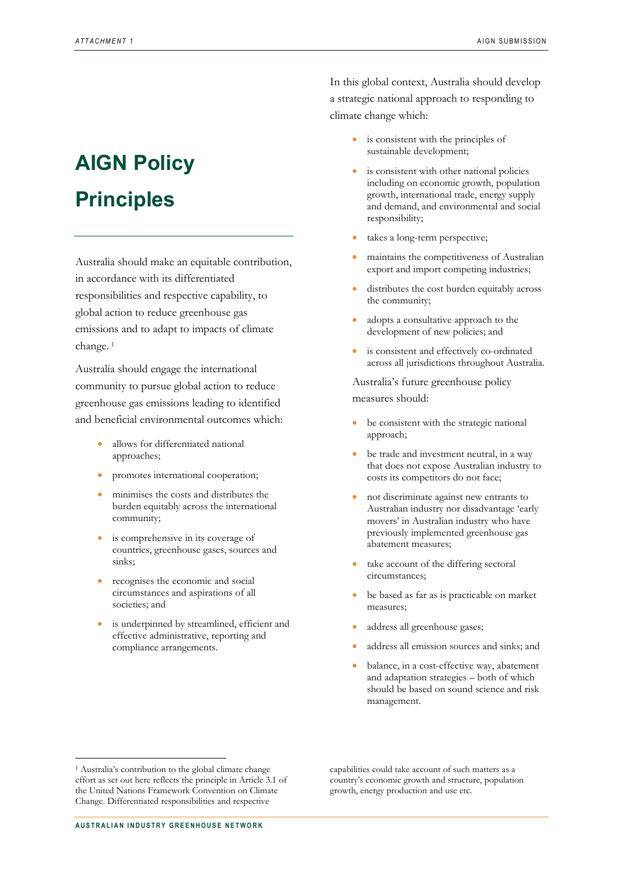# AIGN Policy Principles

Australia should make an equitable contribution, in accordance with its differentiated responsibilities and respective capability, to global action to reduce greenhouse gas emissions and to adapt to impacts of climate change. [1]

Australia should engage the international community to pursue global action to reduce greenhouse gas emissions leading to identified and beneficial environmental outcomes which:

- allows for differentiated national approaches;
- promotes international cooperation;
- minimises the costs and distributes the burden equitably across the international community;
- is comprehensive in its coverage of countries, greenhouse gases, sources and sinks;
- recognises the economic and social circumstances and aspirations of all societies; and
- is underpinned by streamlined, efficient and effective administrative, reporting and compliance arrangements.

In this global context, Australia should develop a strategic national approach to responding to climate change which:

- is consistent with the principles of sustainable development;
- is consistent with other national policies including on economic growth, population growth, international trade, energy supply and demand, and environmental and social responsibility;
- takes a long-term perspective;
- maintains the competitiveness of Australian export and import competing industries;
- distributes the cost burden equitably across the community;
- adopts a consultative approach to the development of new policies; and
- is consistent and effectively co-ordinated across all jurisdictions throughout Australia.

Australia's future greenhouse policy measures should:

- be consistent with the strategic national approach;
- be trade and investment neutral, in a way that does not expose Australian industry to costs its competitors do not face;
- not discriminate against new entrants to Australian industry nor disadvantage 'early movers' in Australian industry who have previously implemented greenhouse gas abatement measures;
- take account of the differing sectoral circumstances;
- be based as far as is practicable on market measures;
- address all greenhouse gases;
- address all emission sources and sinks; and
- balance, in a cost-effective way, abatement and adaptation strategies – both of which should be based on sound science and risk management.

---

[1] Australia's contribution to the global climate change effort as set out here reflects the principle in Article 3.1 of the United Nations Framework Convention on Climate Change. Differentiated responsibilities and respective capabilities could take account of such matters as a country's economic growth and structure, population growth, energy production and use etc.